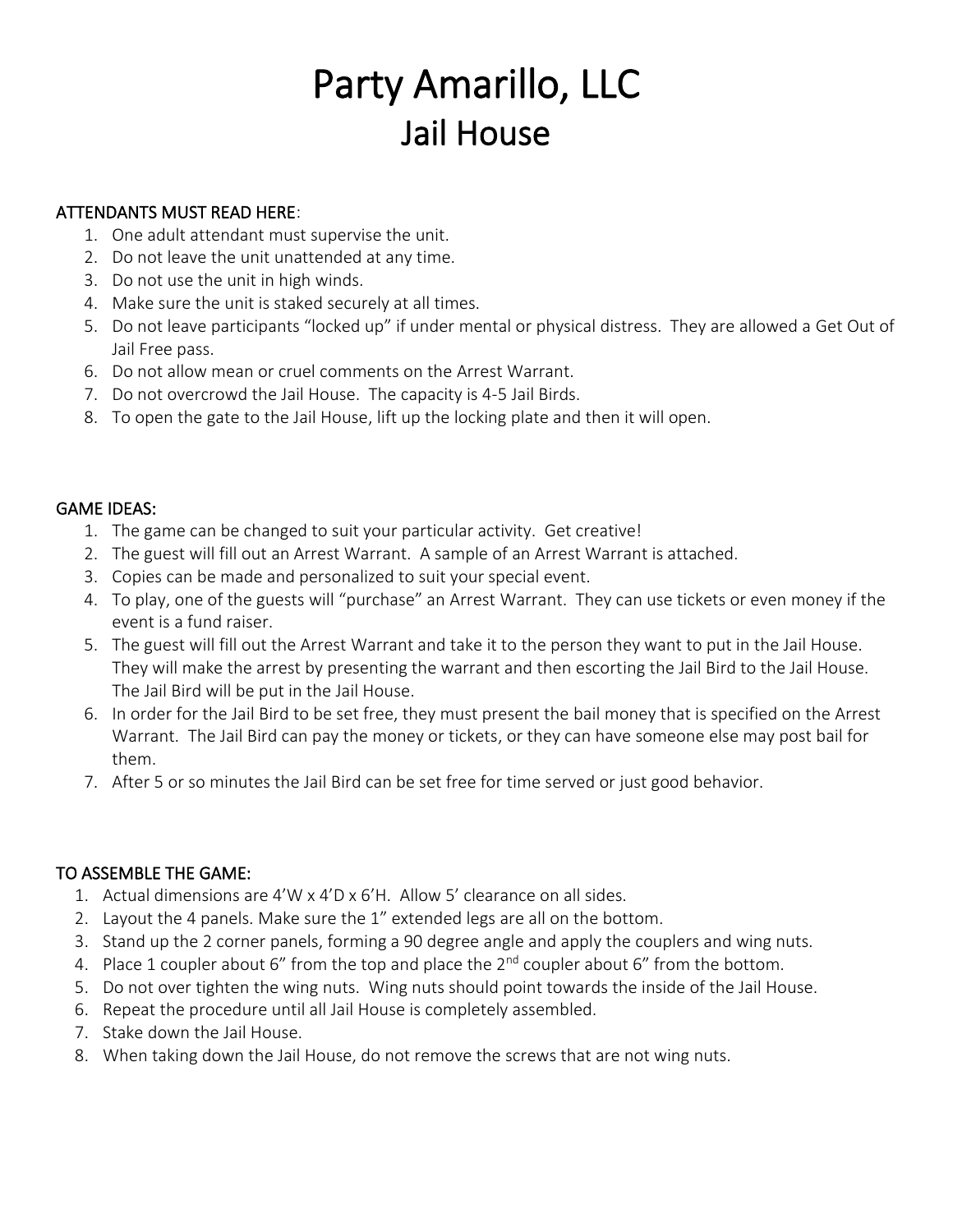# Party Amarillo, LLC

## Jail House

**ATTENDANTS MUST READ HERE**:

1. One adult attendant must supervise the unit.
2. Do not leave the unit unattended at any time.
3. Do not use the unit in high winds.
4. Make sure the unit is staked securely at all times.
5. Do not leave participants "locked up" if under mental or physical distress. They are allowed a Get Out of Jail Free pass.
6. Do not allow mean or cruel comments on the Arrest Warrant.
7. Do not overcrowd the Jail House. The capacity is 4-5 Jail Birds.
8. To open the gate to the Jail House, lift up the locking plate and then it will open.

**GAME IDEAS:**

1. The game can be changed to suit your particular activity. Get creative!
2. The guest will fill out an Arrest Warrant. A sample of an Arrest Warrant is attached.
3. Copies can be made and personalized to suit your special event.
4. To play, one of the guests will "purchase" an Arrest Warrant. They can use tickets or even money if the event is a fund raiser.
5. The guest will fill out the Arrest Warrant and take it to the person they want to put in the Jail House. They will make the arrest by presenting the warrant and then escorting the Jail Bird to the Jail House. The Jail Bird will be put in the Jail House.
6. In order for the Jail Bird to be set free, they must present the bail money that is specified on the Arrest Warrant. The Jail Bird can pay the money or tickets, or they can have someone else may post bail for them.
7. After 5 or so minutes the Jail Bird can be set free for time served or just good behavior.

**TO ASSEMBLE THE GAME:**

1. Actual dimensions are 4'W x 4'D x 6'H. Allow 5' clearance on all sides.
2. Layout the 4 panels. Make sure the 1" extended legs are all on the bottom.
3. Stand up the 2 corner panels, forming a 90 degree angle and apply the couplers and wing nuts.
4. Place 1 coupler about 6" from the top and place the 2nd coupler about 6" from the bottom.
5. Do not over tighten the wing nuts. Wing nuts should point towards the inside of the Jail House.
6. Repeat the procedure until all Jail House is completely assembled.
7. Stake down the Jail House.
8. When taking down the Jail House, do not remove the screws that are not wing nuts.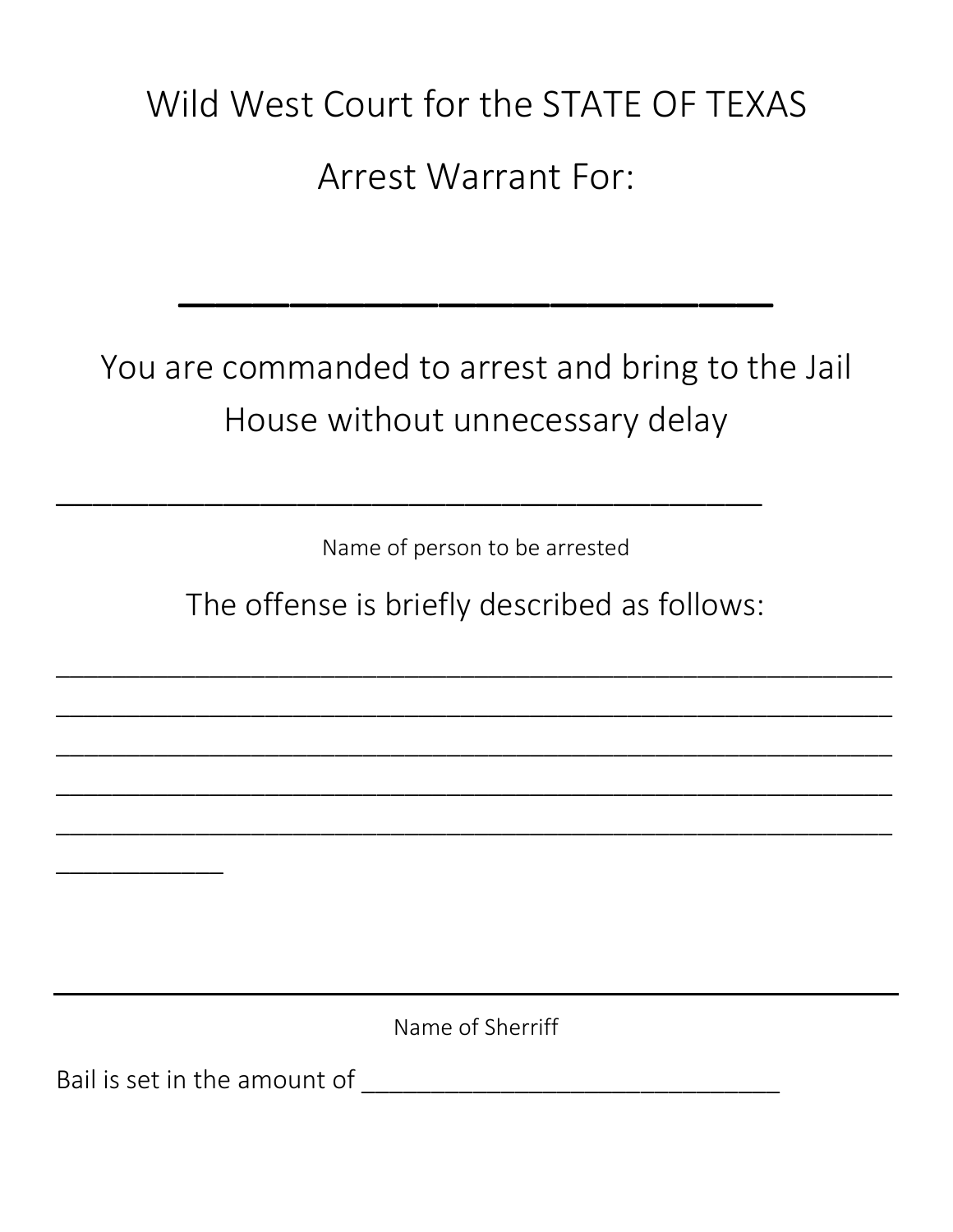# Wild West Court for the STATE OF TEXAS

## Arrest Warrant For:

______________________

You are commanded to arrest and bring to the Jail House without unnecessary delay

____________________________________________

Name of person to be arrested

The offense is briefly described as follows:

____________________________________________________________________________
____________________________________________________________________________
____________________________________________________________________________
____________________________________________________________________________
____________________________________________________________________________
__________

____________________________________________

Name of Sherriff

Bail is set in the amount of ______________________________